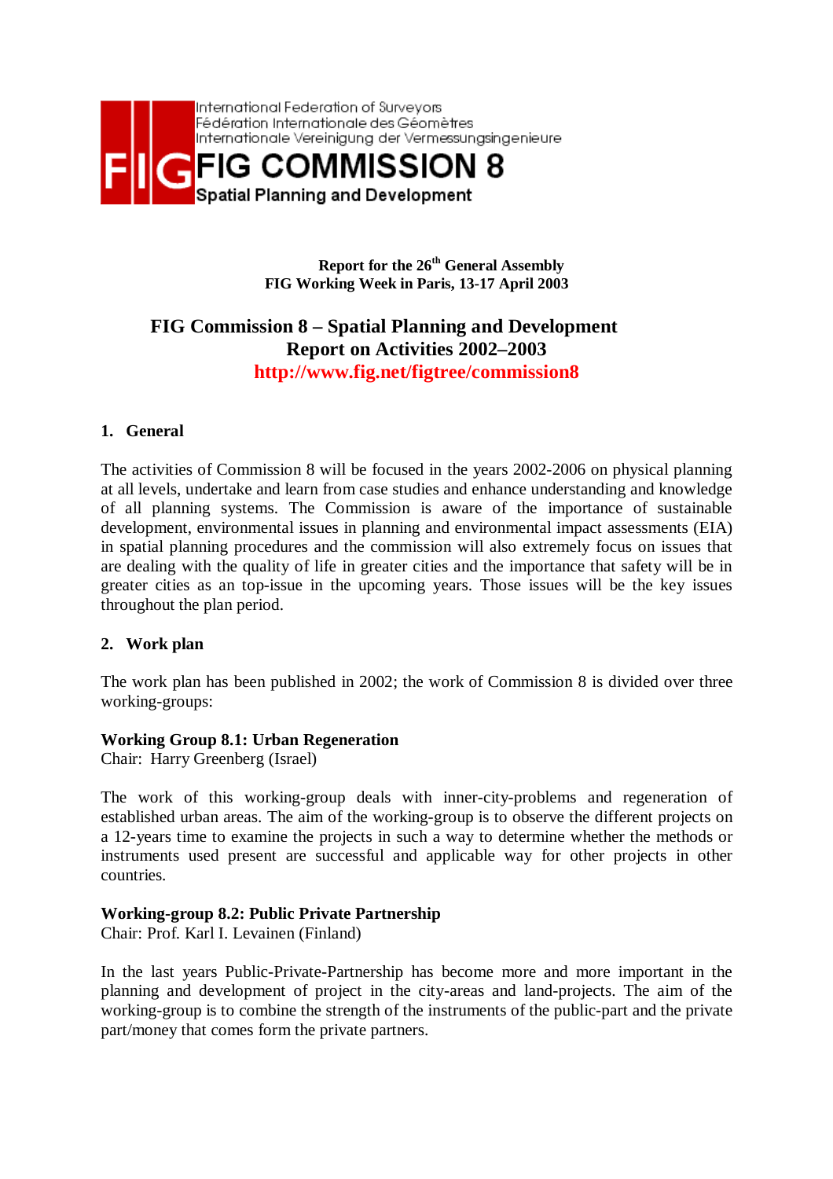International Federation of Surveyors
Fédération Internationale des Géomètres
Internationale Vereinigung der Vermessungsingenieure

**FIG COMMISSION 8**
**Spatial Planning and Development**

**Report for the 26th General Assembly**
**FIG Working Week in Paris, 13-17 April 2003**

# FIG Commission 8 – Spatial Planning and Development
# Report on Activities 2002–2003
**http://www.fig.net/figtree/commission8**

## 1. General

The activities of Commission 8 will be focused in the years 2002-2006 on physical planning at all levels, undertake and learn from case studies and enhance understanding and knowledge of all planning systems. The Commission is aware of the importance of sustainable development, environmental issues in planning and environmental impact assessments (EIA) in spatial planning procedures and the commission will also extremely focus on issues that are dealing with the quality of life in greater cities and the importance that safety will be in greater cities as an top-issue in the upcoming years. Those issues will be the key issues throughout the plan period.

## 2. Work plan

The work plan has been published in 2002; the work of Commission 8 is divided over three working-groups:

**Working Group 8.1: Urban Regeneration**
Chair: Harry Greenberg (Israel)

The work of this working-group deals with inner-city-problems and regeneration of established urban areas. The aim of the working-group is to observe the different projects on a 12-years time to examine the projects in such a way to determine whether the methods or instruments used present are successful and applicable way for other projects in other countries.

**Working-group 8.2: Public Private Partnership**
Chair: Prof. Karl I. Levainen (Finland)

In the last years Public-Private-Partnership has become more and more important in the planning and development of project in the city-areas and land-projects. The aim of the working-group is to combine the strength of the instruments of the public-part and the private part/money that comes form the private partners.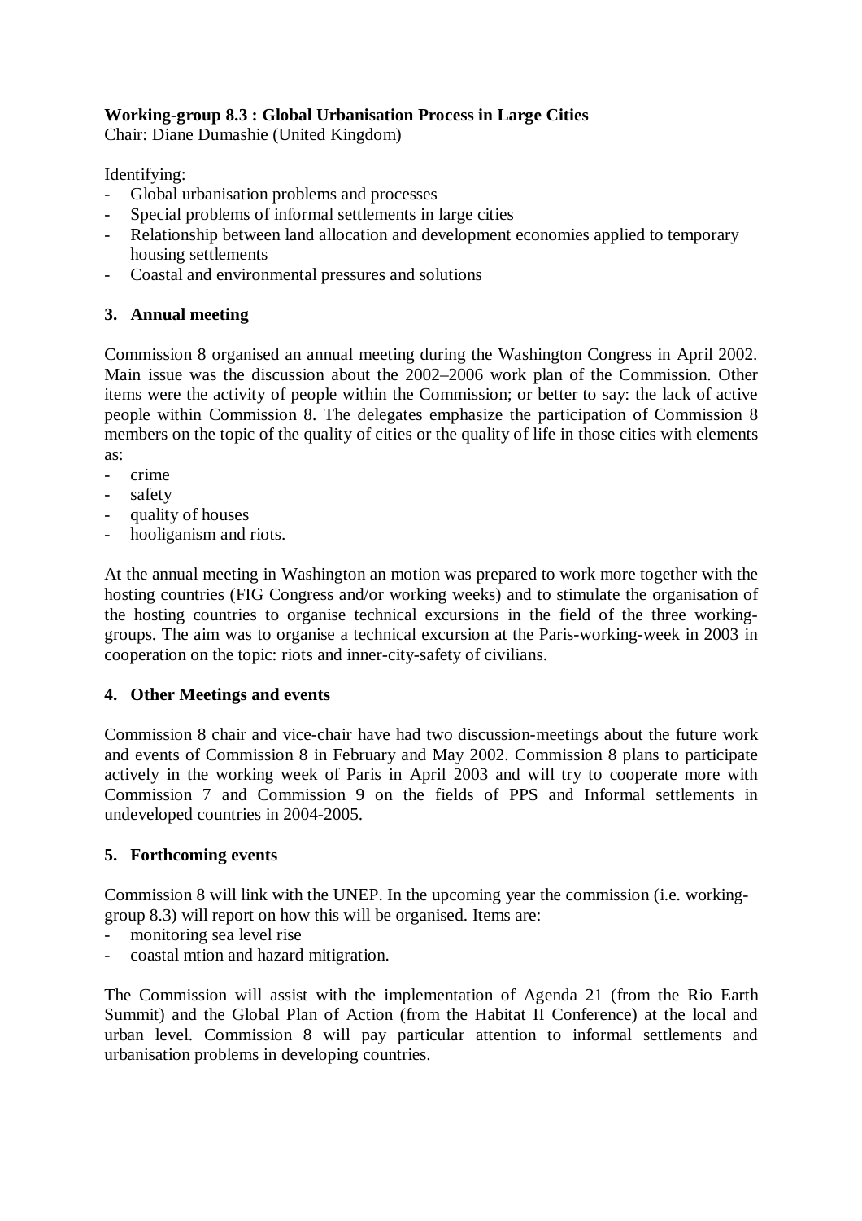**Working-group 8.3 : Global Urbanisation Process in Large Cities**
Chair: Diane Dumashie (United Kingdom)

Identifying:

- Global urbanisation problems and processes
- Special problems of informal settlements in large cities
- Relationship between land allocation and development economies applied to temporary housing settlements
- Coastal and environmental pressures and solutions

## 3. Annual meeting

Commission 8 organised an annual meeting during the Washington Congress in April 2002. Main issue was the discussion about the 2002–2006 work plan of the Commission. Other items were the activity of people within the Commission; or better to say: the lack of active people within Commission 8. The delegates emphasize the participation of Commission 8 members on the topic of the quality of cities or the quality of life in those cities with elements as:

- crime
- safety
- quality of houses
- hooliganism and riots.

At the annual meeting in Washington an motion was prepared to work more together with the hosting countries (FIG Congress and/or working weeks) and to stimulate the organisation of the hosting countries to organise technical excursions in the field of the three working-groups. The aim was to organise a technical excursion at the Paris-working-week in 2003 in cooperation on the topic: riots and inner-city-safety of civilians.

## 4. Other Meetings and events

Commission 8 chair and vice-chair have had two discussion-meetings about the future work and events of Commission 8 in February and May 2002. Commission 8 plans to participate actively in the working week of Paris in April 2003 and will try to cooperate more with Commission 7 and Commission 9 on the fields of PPS and Informal settlements in undeveloped countries in 2004-2005.

## 5. Forthcoming events

Commission 8 will link with the UNEP. In the upcoming year the commission (i.e. working-group 8.3) will report on how this will be organised. Items are:

- monitoring sea level rise
- coastal mtion and hazard mitigration.

The Commission will assist with the implementation of Agenda 21 (from the Rio Earth Summit) and the Global Plan of Action (from the Habitat II Conference) at the local and urban level. Commission 8 will pay particular attention to informal settlements and urbanisation problems in developing countries.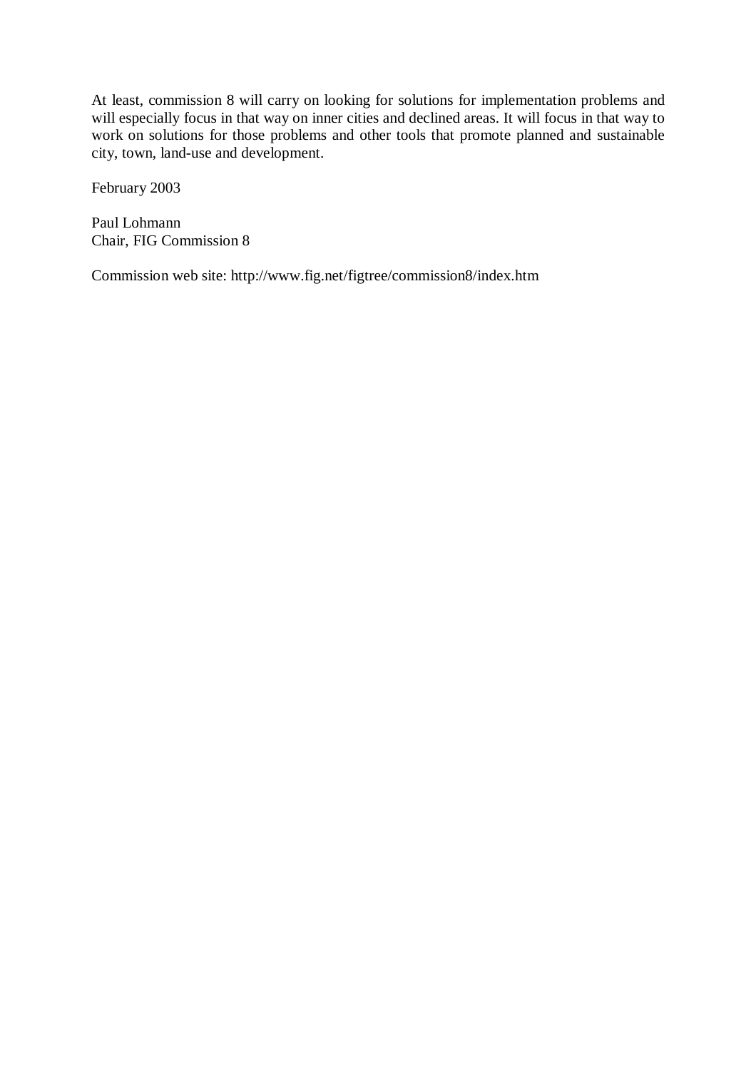At least, commission 8 will carry on looking for solutions for implementation problems and will especially focus in that way on inner cities and declined areas. It will focus in that way to work on solutions for those problems and other tools that promote planned and sustainable city, town, land-use and development.

February 2003

Paul Lohmann
Chair, FIG Commission 8

Commission web site: http://www.fig.net/figtree/commission8/index.htm